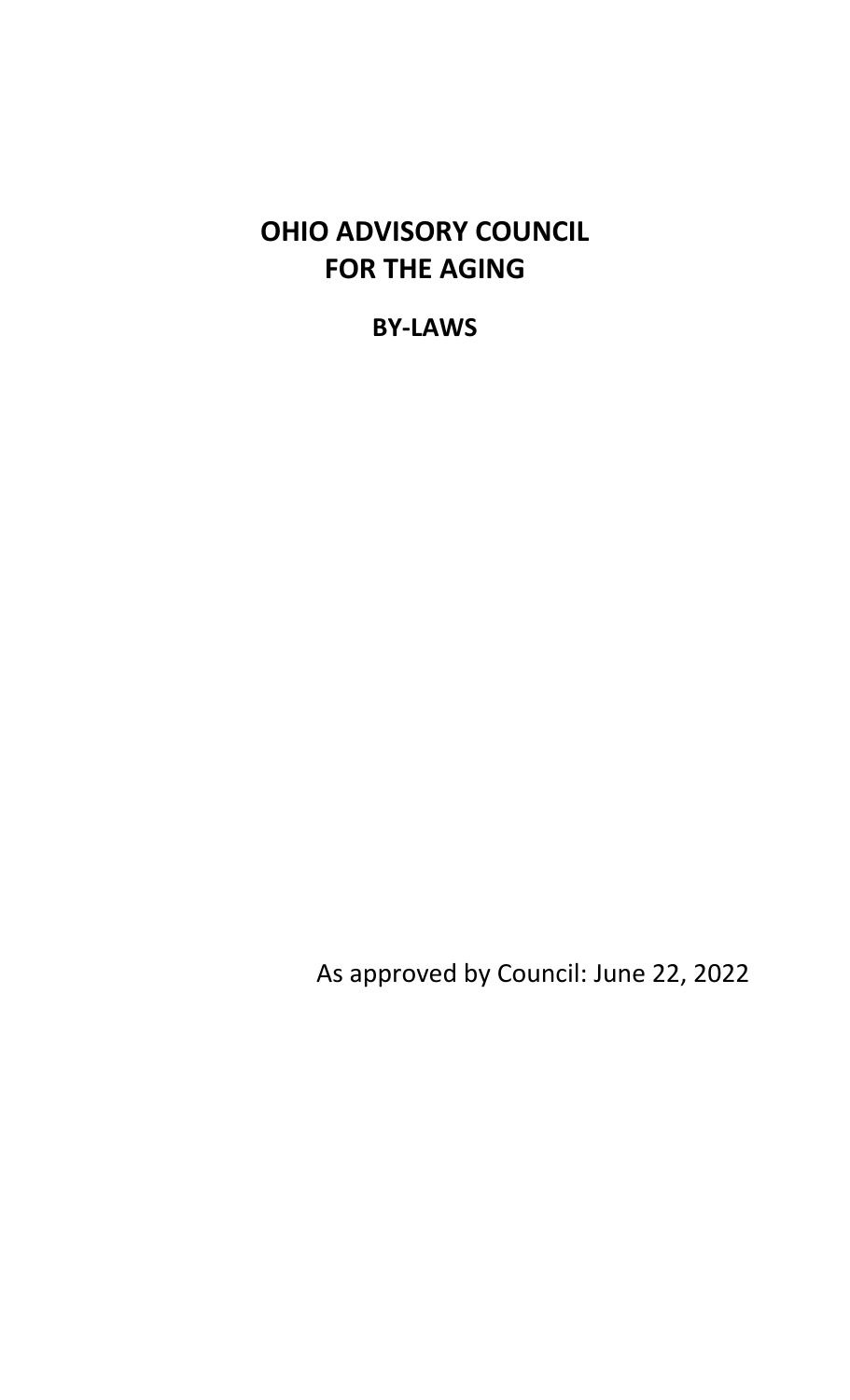# OHIO ADVISORY COUNCIL FOR THE AGING

## BY-LAWS

As approved by Council: June 22, 2022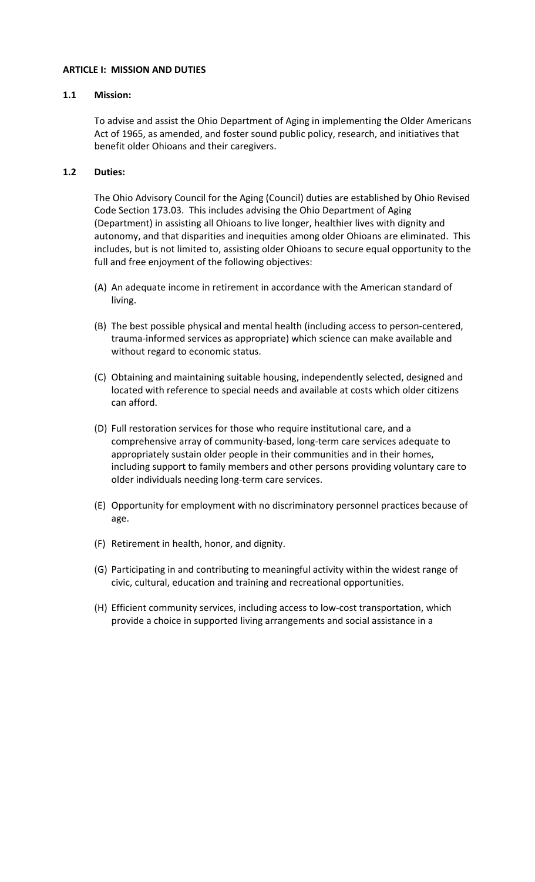**ARTICLE I: MISSION AND DUTIES**

**1.1 Mission:**

To advise and assist the Ohio Department of Aging in implementing the Older Americans Act of 1965, as amended, and foster sound public policy, research, and initiatives that benefit older Ohioans and their caregivers.

**1.2 Duties:**

The Ohio Advisory Council for the Aging (Council) duties are established by Ohio Revised Code Section 173.03. This includes advising the Ohio Department of Aging (Department) in assisting all Ohioans to live longer, healthier lives with dignity and autonomy, and that disparities and inequities among older Ohioans are eliminated. This includes, but is not limited to, assisting older Ohioans to secure equal opportunity to the full and free enjoyment of the following objectives:

(A) An adequate income in retirement in accordance with the American standard of living.

(B) The best possible physical and mental health (including access to person-centered, trauma-informed services as appropriate) which science can make available and without regard to economic status.

(C) Obtaining and maintaining suitable housing, independently selected, designed and located with reference to special needs and available at costs which older citizens can afford.

(D) Full restoration services for those who require institutional care, and a comprehensive array of community-based, long-term care services adequate to appropriately sustain older people in their communities and in their homes, including support to family members and other persons providing voluntary care to older individuals needing long-term care services.

(E) Opportunity for employment with no discriminatory personnel practices because of age.

(F) Retirement in health, honor, and dignity.

(G) Participating in and contributing to meaningful activity within the widest range of civic, cultural, education and training and recreational opportunities.

(H) Efficient community services, including access to low-cost transportation, which provide a choice in supported living arrangements and social assistance in a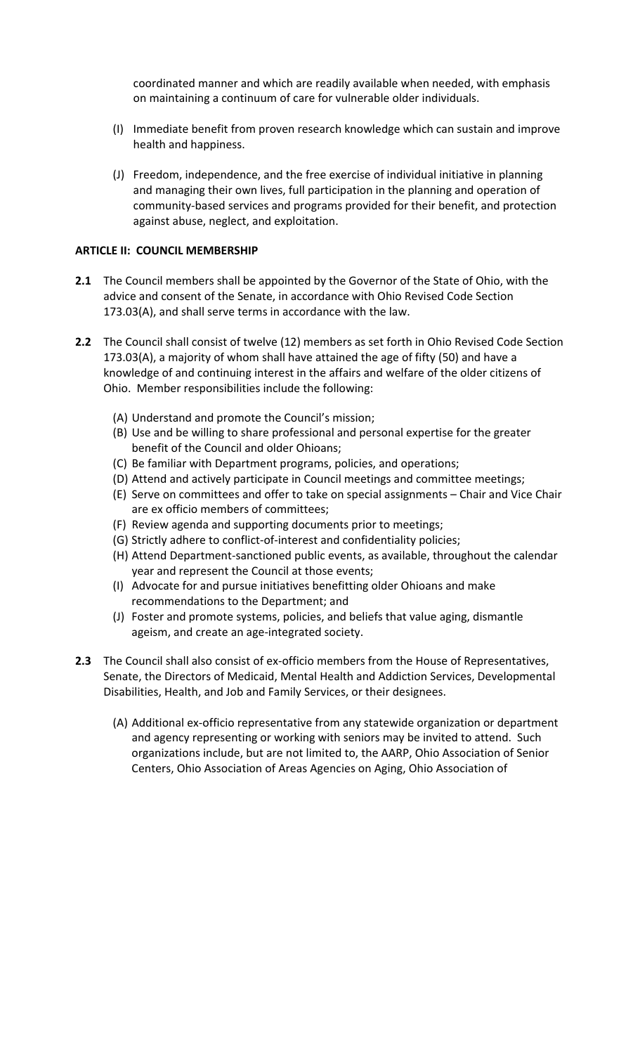coordinated manner and which are readily available when needed, with emphasis on maintaining a continuum of care for vulnerable older individuals.

(I) Immediate benefit from proven research knowledge which can sustain and improve health and happiness.

(J) Freedom, independence, and the free exercise of individual initiative in planning and managing their own lives, full participation in the planning and operation of community-based services and programs provided for their benefit, and protection against abuse, neglect, and exploitation.

**ARTICLE II: COUNCIL MEMBERSHIP**

**2.1** The Council members shall be appointed by the Governor of the State of Ohio, with the advice and consent of the Senate, in accordance with Ohio Revised Code Section 173.03(A), and shall serve terms in accordance with the law.

**2.2** The Council shall consist of twelve (12) members as set forth in Ohio Revised Code Section 173.03(A), a majority of whom shall have attained the age of fifty (50) and have a knowledge of and continuing interest in the affairs and welfare of the older citizens of Ohio. Member responsibilities include the following:

(A) Understand and promote the Council's mission;
(B) Use and be willing to share professional and personal expertise for the greater benefit of the Council and older Ohioans;
(C) Be familiar with Department programs, policies, and operations;
(D) Attend and actively participate in Council meetings and committee meetings;
(E) Serve on committees and offer to take on special assignments – Chair and Vice Chair are ex officio members of committees;
(F) Review agenda and supporting documents prior to meetings;
(G) Strictly adhere to conflict-of-interest and confidentiality policies;
(H) Attend Department-sanctioned public events, as available, throughout the calendar year and represent the Council at those events;
(I) Advocate for and pursue initiatives benefitting older Ohioans and make recommendations to the Department; and
(J) Foster and promote systems, policies, and beliefs that value aging, dismantle ageism, and create an age-integrated society.

**2.3** The Council shall also consist of ex-officio members from the House of Representatives, Senate, the Directors of Medicaid, Mental Health and Addiction Services, Developmental Disabilities, Health, and Job and Family Services, or their designees.

(A) Additional ex-officio representative from any statewide organization or department and agency representing or working with seniors may be invited to attend. Such organizations include, but are not limited to, the AARP, Ohio Association of Senior Centers, Ohio Association of Areas Agencies on Aging, Ohio Association of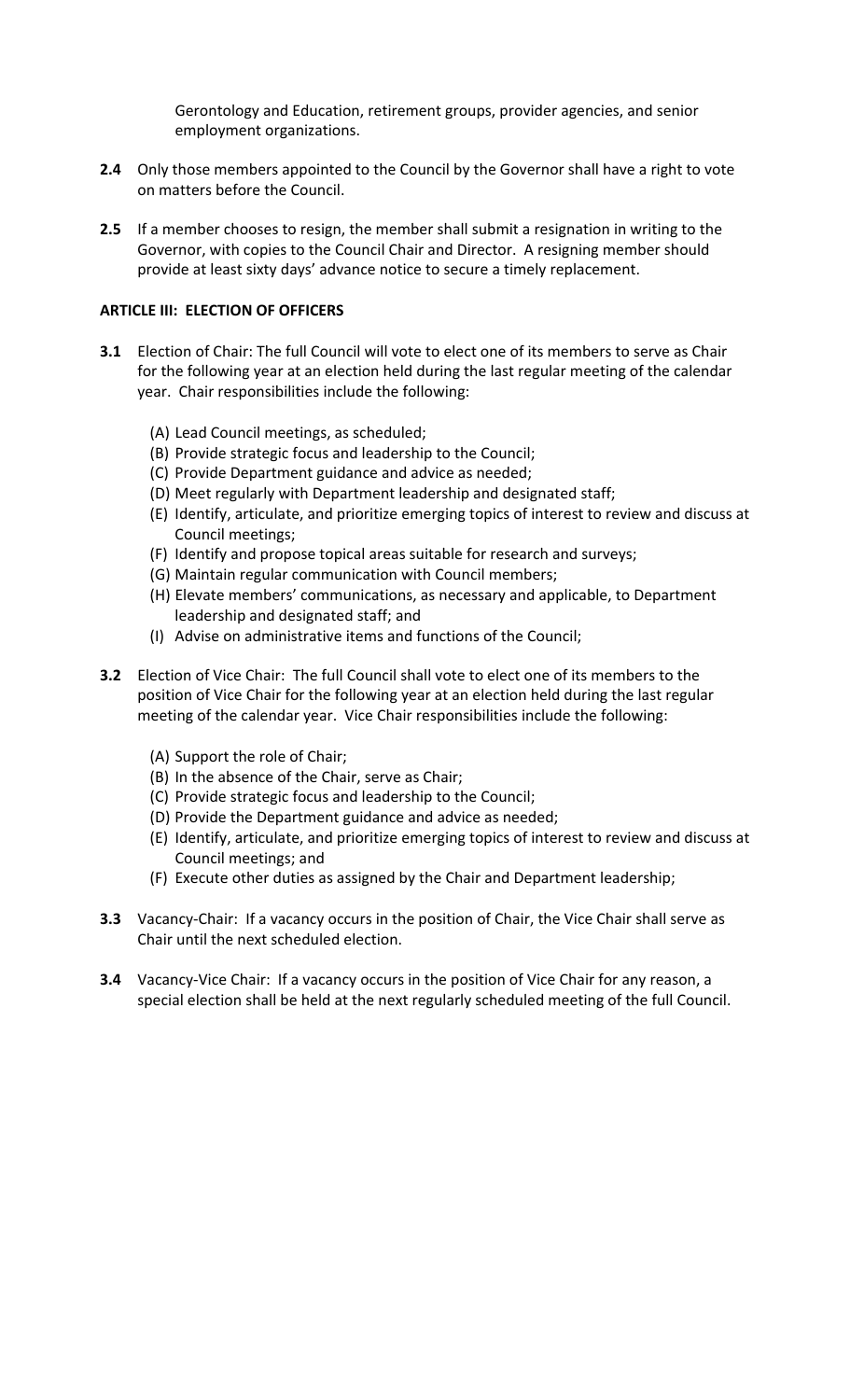Gerontology and Education, retirement groups, provider agencies, and senior employment organizations.

**2.4** Only those members appointed to the Council by the Governor shall have a right to vote on matters before the Council.

**2.5** If a member chooses to resign, the member shall submit a resignation in writing to the Governor, with copies to the Council Chair and Director. A resigning member should provide at least sixty days' advance notice to secure a timely replacement.

**ARTICLE III: ELECTION OF OFFICERS**

**3.1** Election of Chair: The full Council will vote to elect one of its members to serve as Chair for the following year at an election held during the last regular meeting of the calendar year. Chair responsibilities include the following:

(A) Lead Council meetings, as scheduled;
(B) Provide strategic focus and leadership to the Council;
(C) Provide Department guidance and advice as needed;
(D) Meet regularly with Department leadership and designated staff;
(E) Identify, articulate, and prioritize emerging topics of interest to review and discuss at Council meetings;
(F) Identify and propose topical areas suitable for research and surveys;
(G) Maintain regular communication with Council members;
(H) Elevate members' communications, as necessary and applicable, to Department leadership and designated staff; and
(I) Advise on administrative items and functions of the Council;

**3.2** Election of Vice Chair: The full Council shall vote to elect one of its members to the position of Vice Chair for the following year at an election held during the last regular meeting of the calendar year. Vice Chair responsibilities include the following:

(A) Support the role of Chair;
(B) In the absence of the Chair, serve as Chair;
(C) Provide strategic focus and leadership to the Council;
(D) Provide the Department guidance and advice as needed;
(E) Identify, articulate, and prioritize emerging topics of interest to review and discuss at Council meetings; and
(F) Execute other duties as assigned by the Chair and Department leadership;

**3.3** Vacancy-Chair: If a vacancy occurs in the position of Chair, the Vice Chair shall serve as Chair until the next scheduled election.

**3.4** Vacancy-Vice Chair: If a vacancy occurs in the position of Vice Chair for any reason, a special election shall be held at the next regularly scheduled meeting of the full Council.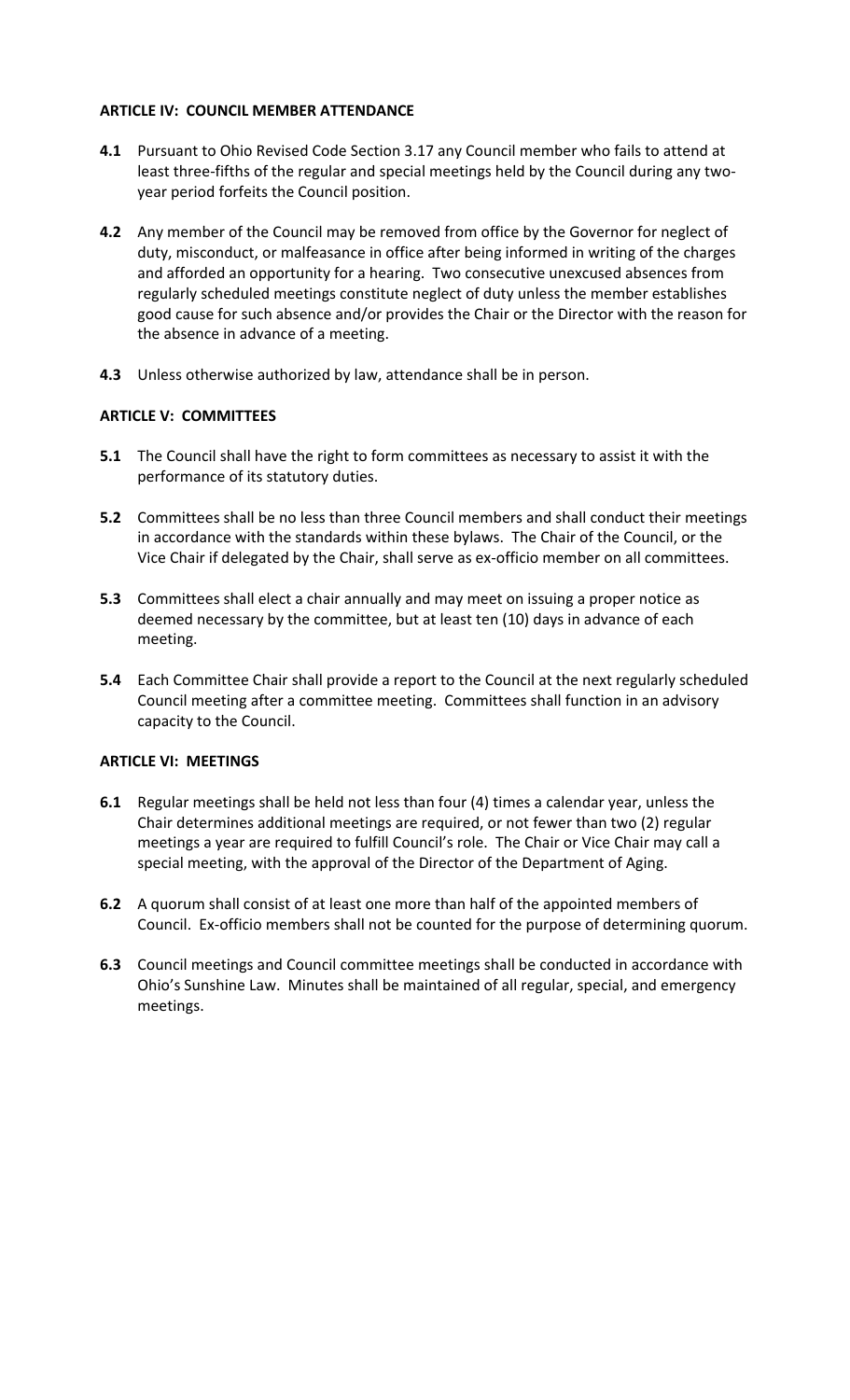**ARTICLE IV: COUNCIL MEMBER ATTENDANCE**

**4.1** Pursuant to Ohio Revised Code Section 3.17 any Council member who fails to attend at least three-fifths of the regular and special meetings held by the Council during any two-year period forfeits the Council position.

**4.2** Any member of the Council may be removed from office by the Governor for neglect of duty, misconduct, or malfeasance in office after being informed in writing of the charges and afforded an opportunity for a hearing. Two consecutive unexcused absences from regularly scheduled meetings constitute neglect of duty unless the member establishes good cause for such absence and/or provides the Chair or the Director with the reason for the absence in advance of a meeting.

**4.3** Unless otherwise authorized by law, attendance shall be in person.

**ARTICLE V: COMMITTEES**

**5.1** The Council shall have the right to form committees as necessary to assist it with the performance of its statutory duties.

**5.2** Committees shall be no less than three Council members and shall conduct their meetings in accordance with the standards within these bylaws. The Chair of the Council, or the Vice Chair if delegated by the Chair, shall serve as ex-officio member on all committees.

**5.3** Committees shall elect a chair annually and may meet on issuing a proper notice as deemed necessary by the committee, but at least ten (10) days in advance of each meeting.

**5.4** Each Committee Chair shall provide a report to the Council at the next regularly scheduled Council meeting after a committee meeting. Committees shall function in an advisory capacity to the Council.

**ARTICLE VI: MEETINGS**

**6.1** Regular meetings shall be held not less than four (4) times a calendar year, unless the Chair determines additional meetings are required, or not fewer than two (2) regular meetings a year are required to fulfill Council's role. The Chair or Vice Chair may call a special meeting, with the approval of the Director of the Department of Aging.

**6.2** A quorum shall consist of at least one more than half of the appointed members of Council. Ex-officio members shall not be counted for the purpose of determining quorum.

**6.3** Council meetings and Council committee meetings shall be conducted in accordance with Ohio's Sunshine Law. Minutes shall be maintained of all regular, special, and emergency meetings.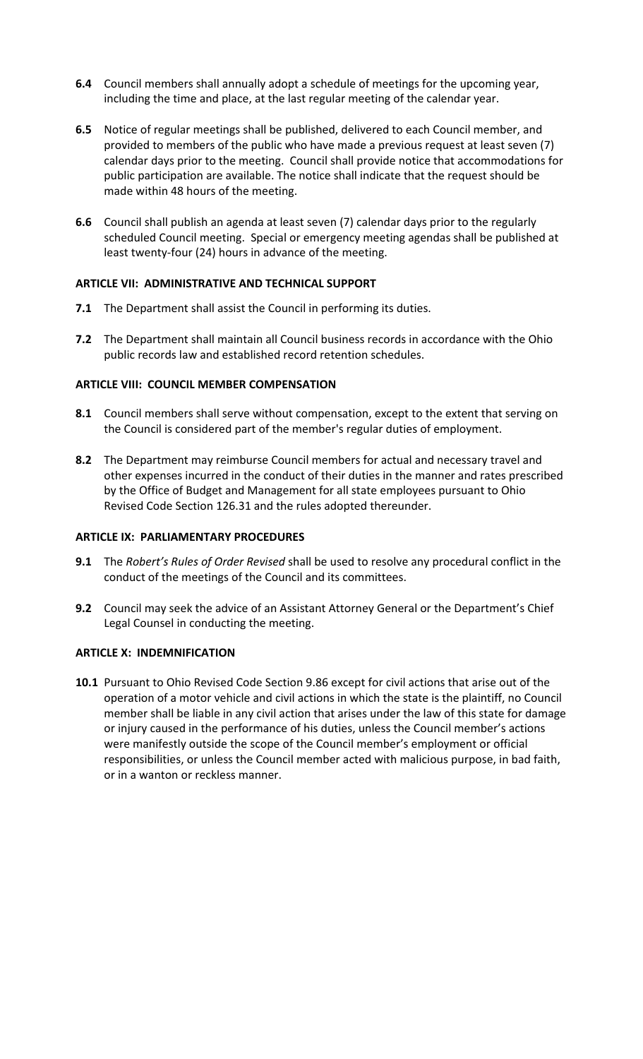**6.4** Council members shall annually adopt a schedule of meetings for the upcoming year, including the time and place, at the last regular meeting of the calendar year.

**6.5** Notice of regular meetings shall be published, delivered to each Council member, and provided to members of the public who have made a previous request at least seven (7) calendar days prior to the meeting. Council shall provide notice that accommodations for public participation are available. The notice shall indicate that the request should be made within 48 hours of the meeting.

**6.6** Council shall publish an agenda at least seven (7) calendar days prior to the regularly scheduled Council meeting. Special or emergency meeting agendas shall be published at least twenty-four (24) hours in advance of the meeting.

**ARTICLE VII: ADMINISTRATIVE AND TECHNICAL SUPPORT**

**7.1** The Department shall assist the Council in performing its duties.

**7.2** The Department shall maintain all Council business records in accordance with the Ohio public records law and established record retention schedules.

**ARTICLE VIII: COUNCIL MEMBER COMPENSATION**

**8.1** Council members shall serve without compensation, except to the extent that serving on the Council is considered part of the member's regular duties of employment.

**8.2** The Department may reimburse Council members for actual and necessary travel and other expenses incurred in the conduct of their duties in the manner and rates prescribed by the Office of Budget and Management for all state employees pursuant to Ohio Revised Code Section 126.31 and the rules adopted thereunder.

**ARTICLE IX: PARLIAMENTARY PROCEDURES**

**9.1** The *Robert's Rules of Order Revised* shall be used to resolve any procedural conflict in the conduct of the meetings of the Council and its committees.

**9.2** Council may seek the advice of an Assistant Attorney General or the Department's Chief Legal Counsel in conducting the meeting.

**ARTICLE X: INDEMNIFICATION**

**10.1** Pursuant to Ohio Revised Code Section 9.86 except for civil actions that arise out of the operation of a motor vehicle and civil actions in which the state is the plaintiff, no Council member shall be liable in any civil action that arises under the law of this state for damage or injury caused in the performance of his duties, unless the Council member's actions were manifestly outside the scope of the Council member's employment or official responsibilities, or unless the Council member acted with malicious purpose, in bad faith, or in a wanton or reckless manner.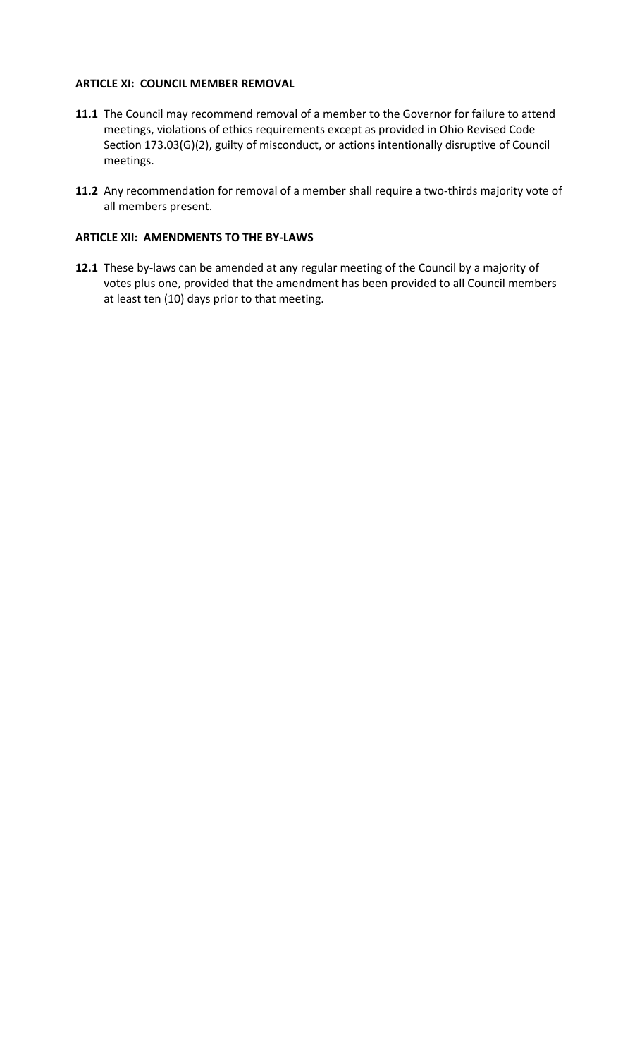**ARTICLE XI: COUNCIL MEMBER REMOVAL**

**11.1** The Council may recommend removal of a member to the Governor for failure to attend meetings, violations of ethics requirements except as provided in Ohio Revised Code Section 173.03(G)(2), guilty of misconduct, or actions intentionally disruptive of Council meetings.

**11.2** Any recommendation for removal of a member shall require a two-thirds majority vote of all members present.

**ARTICLE XII: AMENDMENTS TO THE BY-LAWS**

**12.1** These by-laws can be amended at any regular meeting of the Council by a majority of votes plus one, provided that the amendment has been provided to all Council members at least ten (10) days prior to that meeting.